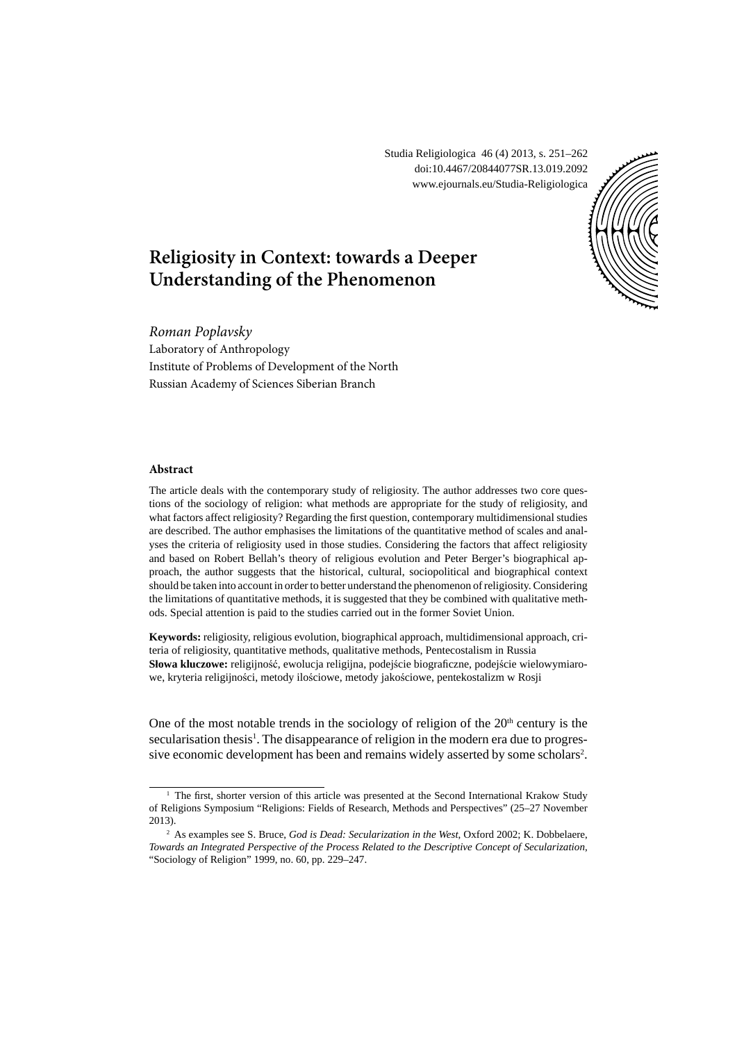# Religiosity in Context: towards a Deeper Understanding of the Phenomenon

*Roman Poplavsky*
Laboratory of Anthropology
Institute of Problems of Development of the North
Russian Academy of Sciences Siberian Branch

### Abstract

The article deals with the contemporary study of religiosity. The author addresses two core questions of the sociology of religion: what methods are appropriate for the study of religiosity, and what factors affect religiosity? Regarding the first question, contemporary multidimensional studies are described. The author emphasises the limitations of the quantitative method of scales and analyses the criteria of religiosity used in those studies. Considering the factors that affect religiosity and based on Robert Bellah's theory of religious evolution and Peter Berger's biographical approach, the author suggests that the historical, cultural, sociopolitical and biographical context should be taken into account in order to better understand the phenomenon of religiosity. Considering the limitations of quantitative methods, it is suggested that they be combined with qualitative methods. Special attention is paid to the studies carried out in the former Soviet Union.

**Keywords:** religiosity, religious evolution, biographical approach, multidimensional approach, criteria of religiosity, quantitative methods, qualitative methods, Pentecostalism in Russia
**Słowa kluczowe:** religijność, ewolucja religijna, podejście biograficzne, podejście wielowymiarowe, kryteria religijności, metody ilościowe, metody jakościowe, pentekostalizm w Rosji

One of the most notable trends in the sociology of religion of the 20th century is the secularisation thesis[1]. The disappearance of religion in the modern era due to progressive economic development has been and remains widely asserted by some scholars[2].

---

[1] The first, shorter version of this article was presented at the Second International Krakow Study of Religions Symposium "Religions: Fields of Research, Methods and Perspectives" (25–27 November 2013).

[2] As examples see S. Bruce, *God is Dead: Secularization in the West*, Oxford 2002; K. Dobbelaere, *Towards an Integrated Perspective of the Process Related to the Descriptive Concept of Secularization*, "Sociology of Religion" 1999, no. 60, pp. 229–247.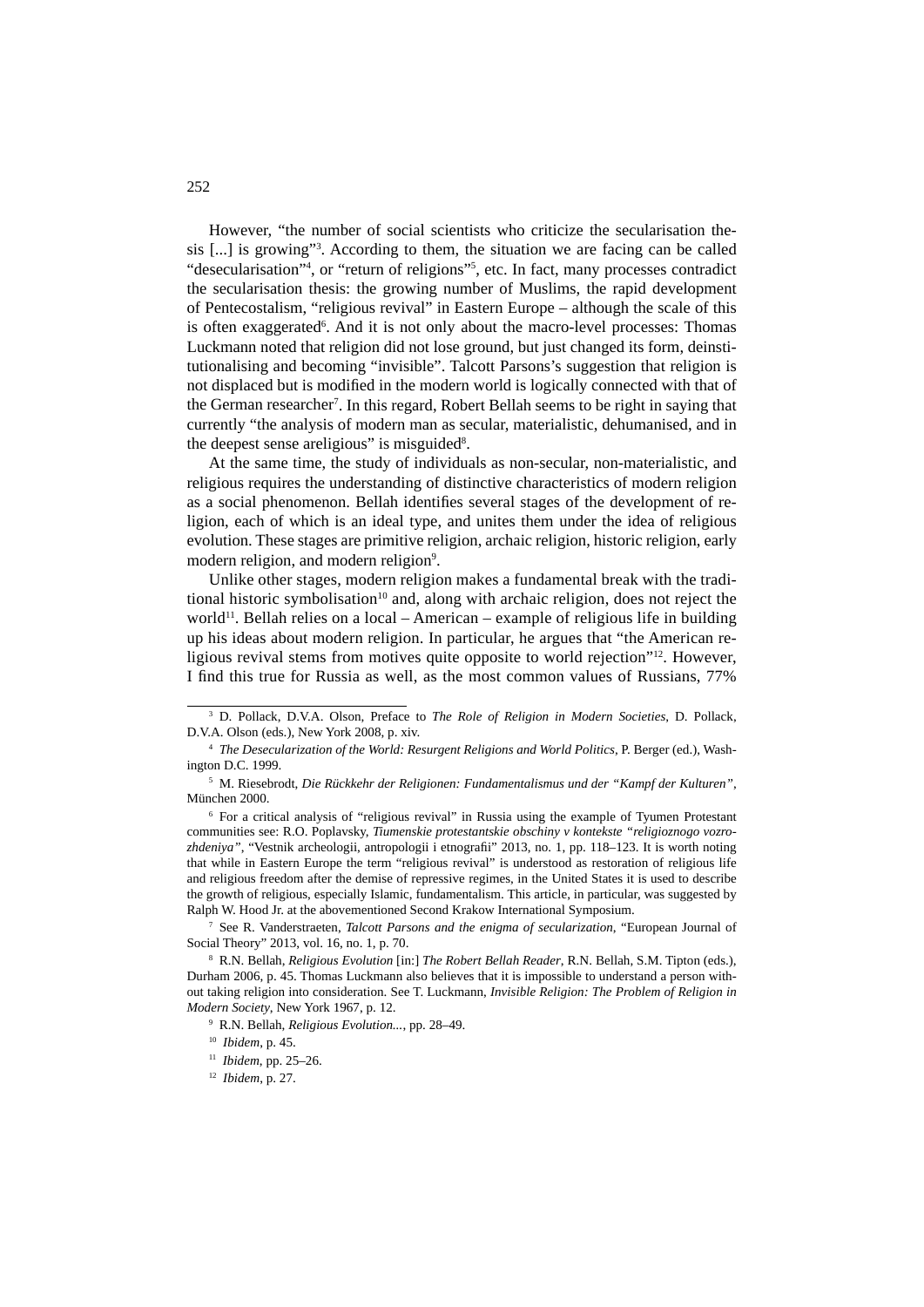However, "the number of social scientists who criticize the secularisation thesis [...] is growing"[3]. According to them, the situation we are facing can be called "desecularisation"[4], or "return of religions"[5], etc. In fact, many processes contradict the secularisation thesis: the growing number of Muslims, the rapid development of Pentecostalism, "religious revival" in Eastern Europe – although the scale of this is often exaggerated[6]. And it is not only about the macro-level processes: Thomas Luckmann noted that religion did not lose ground, but just changed its form, deinstitutionalising and becoming "invisible". Talcott Parsons's suggestion that religion is not displaced but is modified in the modern world is logically connected with that of the German researcher[7]. In this regard, Robert Bellah seems to be right in saying that currently "the analysis of modern man as secular, materialistic, dehumanised, and in the deepest sense areligious" is misguided[8].

At the same time, the study of individuals as non-secular, non-materialistic, and religious requires the understanding of distinctive characteristics of modern religion as a social phenomenon. Bellah identifies several stages of the development of religion, each of which is an ideal type, and unites them under the idea of religious evolution. These stages are primitive religion, archaic religion, historic religion, early modern religion, and modern religion[9].

Unlike other stages, modern religion makes a fundamental break with the traditional historic symbolisation[10] and, along with archaic religion, does not reject the world[11]. Bellah relies on a local – American – example of religious life in building up his ideas about modern religion. In particular, he argues that "the American religious revival stems from motives quite opposite to world rejection"[12]. However, I find this true for Russia as well, as the most common values of Russians, 77%

---

[3] D. Pollack, D.V.A. Olson, Preface to *The Role of Religion in Modern Societies*, D. Pollack, D.V.A. Olson (eds.), New York 2008, p. xiv.

[4] *The Desecularization of the World: Resurgent Religions and World Politics*, P. Berger (ed.), Washington D.C. 1999.

[5] M. Riesebrodt, *Die Rückkehr der Religionen: Fundamentalismus und der "Kampf der Kulturen"*, München 2000.

[6] For a critical analysis of "religious revival" in Russia using the example of Tyumen Protestant communities see: R.O. Poplavsky, *Tiumenskie protestantskie obschiny v kontekste "religioznogo vozrozhdeniya"*, "Vestnik archeologii, antropologii i etnografii" 2013, no. 1, pp. 118–123. It is worth noting that while in Eastern Europe the term "religious revival" is understood as restoration of religious life and religious freedom after the demise of repressive regimes, in the United States it is used to describe the growth of religious, especially Islamic, fundamentalism. This article, in particular, was suggested by Ralph W. Hood Jr. at the abovementioned Second Krakow International Symposium.

[7] See R. Vanderstraeten, *Talcott Parsons and the enigma of secularization*, "European Journal of Social Theory" 2013, vol. 16, no. 1, p. 70.

[8] R.N. Bellah, *Religious Evolution* [in:] *The Robert Bellah Reader*, R.N. Bellah, S.M. Tipton (eds.), Durham 2006, p. 45. Thomas Luckmann also believes that it is impossible to understand a person without taking religion into consideration. See T. Luckmann, *Invisible Religion: The Problem of Religion in Modern Society*, New York 1967, p. 12.

[9] R.N. Bellah, *Religious Evolution...*, pp. 28–49.

[10] *Ibidem*, p. 45.

[11] *Ibidem*, pp. 25–26.

[12] *Ibidem*, p. 27.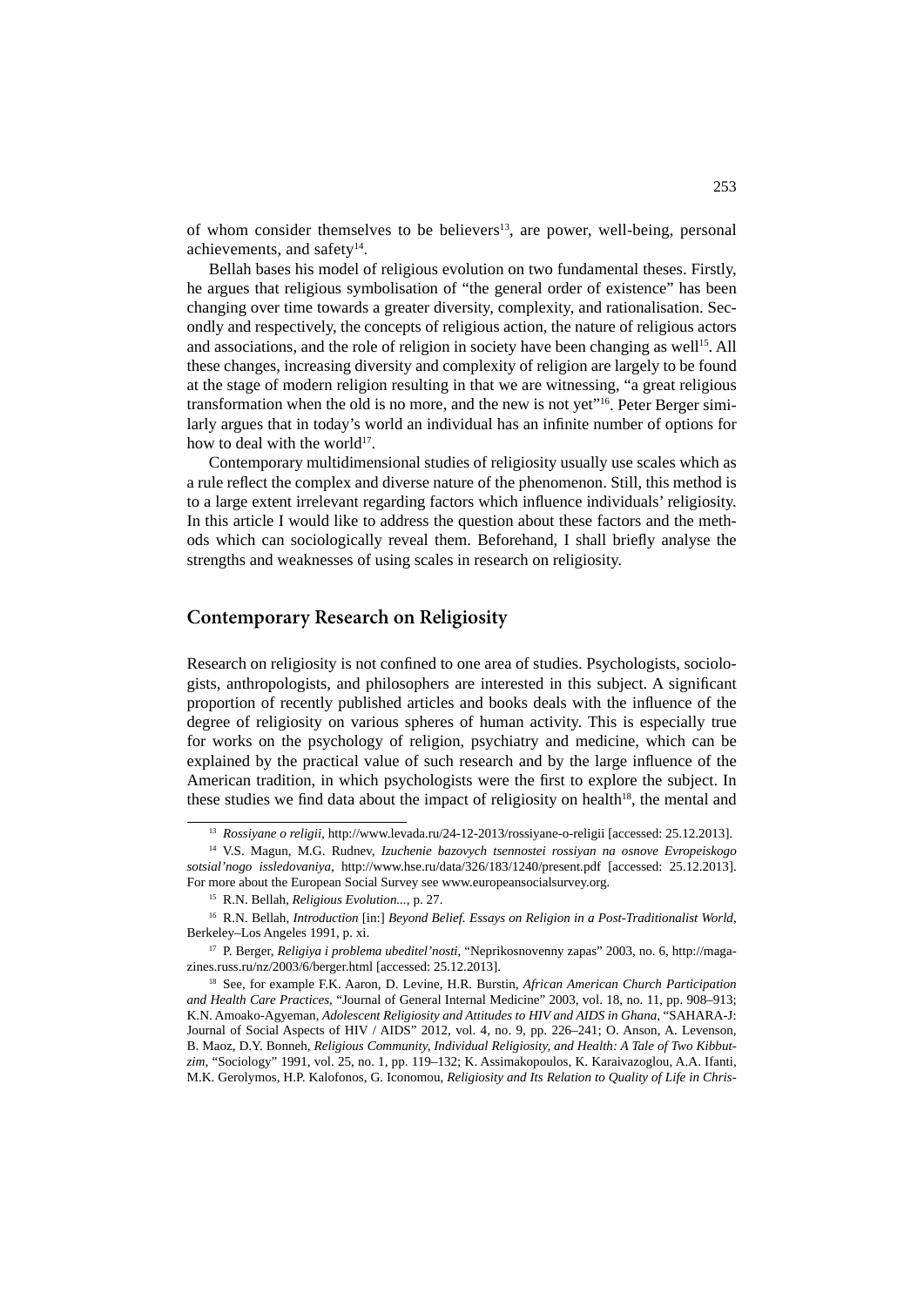of whom consider themselves to be believers[13], are power, well-being, personal achievements, and safety[14].

Bellah bases his model of religious evolution on two fundamental theses. Firstly, he argues that religious symbolisation of "the general order of existence" has been changing over time towards a greater diversity, complexity, and rationalisation. Secondly and respectively, the concepts of religious action, the nature of religious actors and associations, and the role of religion in society have been changing as well[15]. All these changes, increasing diversity and complexity of religion are largely to be found at the stage of modern religion resulting in that we are witnessing, "a great religious transformation when the old is no more, and the new is not yet"[16]. Peter Berger similarly argues that in today's world an individual has an infinite number of options for how to deal with the world[17].

Contemporary multidimensional studies of religiosity usually use scales which as a rule reflect the complex and diverse nature of the phenomenon. Still, this method is to a large extent irrelevant regarding factors which influence individuals' religiosity. In this article I would like to address the question about these factors and the methods which can sociologically reveal them. Beforehand, I shall briefly analyse the strengths and weaknesses of using scales in research on religiosity.

## Contemporary Research on Religiosity

Research on religiosity is not confined to one area of studies. Psychologists, sociologists, anthropologists, and philosophers are interested in this subject. A significant proportion of recently published articles and books deals with the influence of the degree of religiosity on various spheres of human activity. This is especially true for works on the psychology of religion, psychiatry and medicine, which can be explained by the practical value of such research and by the large influence of the American tradition, in which psychologists were the first to explore the subject. In these studies we find data about the impact of religiosity on health[18], the mental and

---

[13] *Rossiyane o religii*, http://www.levada.ru/24-12-2013/rossiyane-o-religii [accessed: 25.12.2013].

[14] V.S. Magun, M.G. Rudnev, *Izuchenie bazovych tsennostei rossiyan na osnove Evropeiskogo sotsial'nogo issledovaniya*, http://www.hse.ru/data/326/183/1240/present.pdf [accessed: 25.12.2013]. For more about the European Social Survey see www.europeansocialsurvey.org.

[15] R.N. Bellah, *Religious Evolution...*, p. 27.

[16] R.N. Bellah, *Introduction* [in:] *Beyond Belief. Essays on Religion in a Post-Traditionalist World*, Berkeley–Los Angeles 1991, p. xi.

[17] P. Berger, *Religiya i problema ubeditel'nosti*, "Neprikosnovenny zapas" 2003, no. 6, http://magazines.russ.ru/nz/2003/6/berger.html [accessed: 25.12.2013].

[18] See, for example F.K. Aaron, D. Levine, H.R. Burstin, *African American Church Participation and Health Care Practices*, "Journal of General Internal Medicine" 2003, vol. 18, no. 11, pp. 908–913; K.N. Amoako-Agyeman, *Adolescent Religiosity and Attitudes to HIV and AIDS in Ghana*, "SAHARA-J: Journal of Social Aspects of HIV / AIDS" 2012, vol. 4, no. 9, pp. 226–241; O. Anson, A. Levenson, B. Maoz, D.Y. Bonneh, *Religious Community, Individual Religiosity, and Health: A Tale of Two Kibbutzim*, "Sociology" 1991, vol. 25, no. 1, pp. 119–132; K. Assimakopoulos, K. Karaivazoglou, A.A. Ifanti, M.K. Gerolymos, H.P. Kalofonos, G. Iconomou, *Religiosity and Its Relation to Quality of Life in Chris-*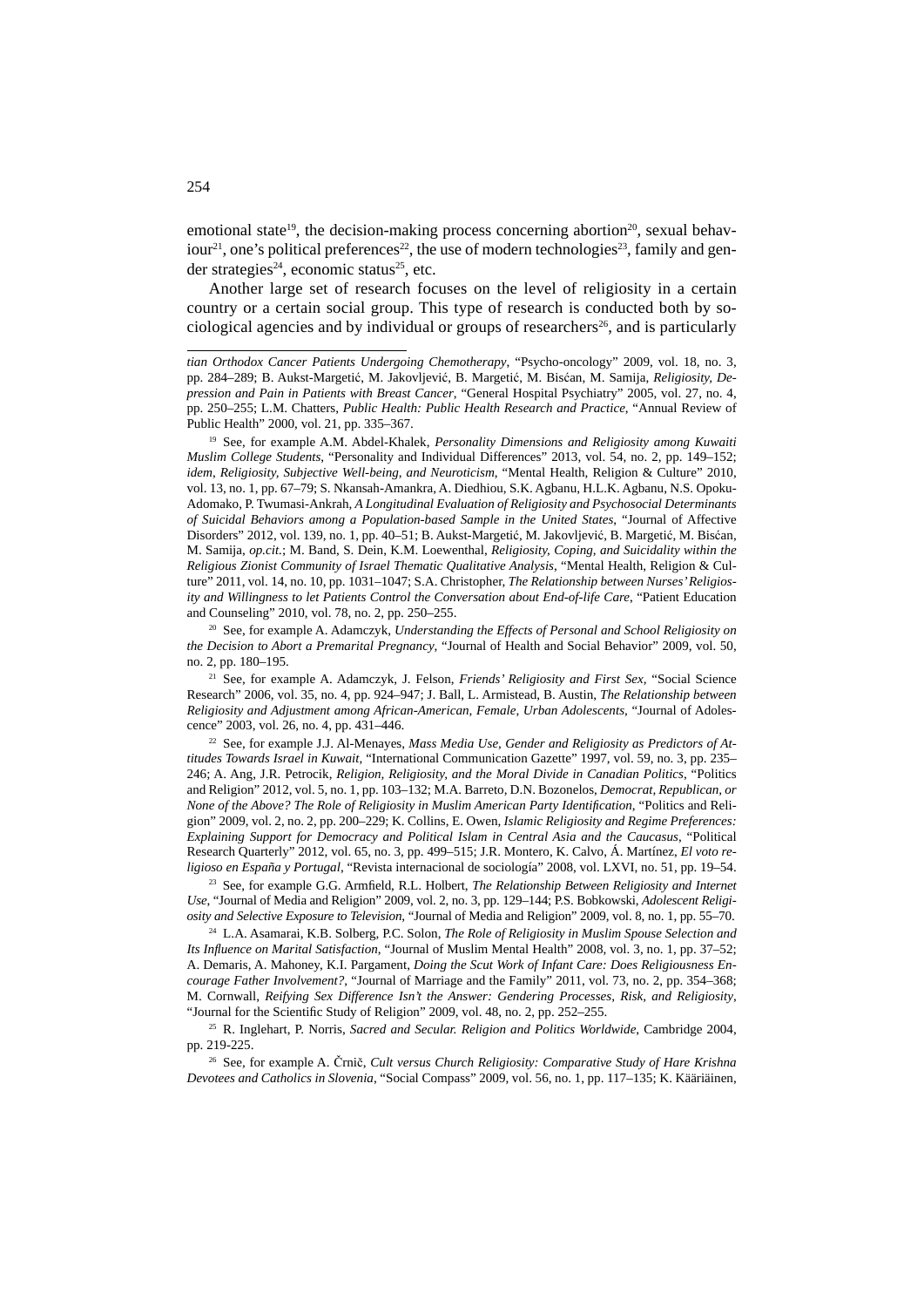emotional state[19], the decision-making process concerning abortion[20], sexual behaviour[21], one's political preferences[22], the use of modern technologies[23], family and gender strategies[24], economic status[25], etc.

Another large set of research focuses on the level of religiosity in a certain country or a certain social group. This type of research is conducted both by sociological agencies and by individual or groups of researchers[26], and is particularly

---

*tian Orthodox Cancer Patients Undergoing Chemotherapy*, "Psycho-oncology" 2009, vol. 18, no. 3, pp. 284–289; B. Aukst-Margetić, M. Jakovljević, B. Margetić, M. Bisćan, M. Samija, *Religiosity, Depression and Pain in Patients with Breast Cancer*, "General Hospital Psychiatry" 2005, vol. 27, no. 4, pp. 250–255; L.M. Chatters, *Public Health: Public Health Research and Practice*, "Annual Review of Public Health" 2000, vol. 21, pp. 335–367.

[19] See, for example A.M. Abdel-Khalek, *Personality Dimensions and Religiosity among Kuwaiti Muslim College Students*, "Personality and Individual Differences" 2013, vol. 54, no. 2, pp. 149–152; *idem*, *Religiosity, Subjective Well-being, and Neuroticism*, "Mental Health, Religion & Culture" 2010, vol. 13, no. 1, pp. 67–79; S. Nkansah-Amankra, A. Diedhiou, S.K. Agbanu, H.L.K. Agbanu, N.S. Opoku-Adomako, P. Twumasi-Ankrah, *A Longitudinal Evaluation of Religiosity and Psychosocial Determinants of Suicidal Behaviors among a Population-based Sample in the United States*, "Journal of Affective Disorders" 2012, vol. 139, no. 1, pp. 40–51; B. Aukst-Margetić, M. Jakovljević, B. Margetić, M. Bisćan, M. Samija, *op.cit.*; M. Band, S. Dein, K.M. Loewenthal, *Religiosity, Coping, and Suicidality within the Religious Zionist Community of Israel Thematic Qualitative Analysis*, "Mental Health, Religion & Culture" 2011, vol. 14, no. 10, pp. 1031–1047; S.A. Christopher, *The Relationship between Nurses' Religiosity and Willingness to let Patients Control the Conversation about End-of-life Care*, "Patient Education and Counseling" 2010, vol. 78, no. 2, pp. 250–255.

[20] See, for example A. Adamczyk, *Understanding the Effects of Personal and School Religiosity on the Decision to Abort a Premarital Pregnancy*, "Journal of Health and Social Behavior" 2009, vol. 50, no. 2, pp. 180–195.

[21] See, for example A. Adamczyk, J. Felson, *Friends' Religiosity and First Sex*, "Social Science Research" 2006, vol. 35, no. 4, pp. 924–947; J. Ball, L. Armistead, B. Austin, *The Relationship between Religiosity and Adjustment among African-American, Female, Urban Adolescents*, "Journal of Adolescence" 2003, vol. 26, no. 4, pp. 431–446.

[22] See, for example J.J. Al-Menayes, *Mass Media Use, Gender and Religiosity as Predictors of Attitudes Towards Israel in Kuwait*, "International Communication Gazette" 1997, vol. 59, no. 3, pp. 235–246; A. Ang, J.R. Petrocik, *Religion, Religiosity, and the Moral Divide in Canadian Politics*, "Politics and Religion" 2012, vol. 5, no. 1, pp. 103–132; M.A. Barreto, D.N. Bozonelos, *Democrat, Republican, or None of the Above? The Role of Religiosity in Muslim American Party Identification*, "Politics and Religion" 2009, vol. 2, no. 2, pp. 200–229; K. Collins, E. Owen, *Islamic Religiosity and Regime Preferences: Explaining Support for Democracy and Political Islam in Central Asia and the Caucasus*, "Political Research Quarterly" 2012, vol. 65, no. 3, pp. 499–515; J.R. Montero, K. Calvo, Á. Martínez, *El voto religioso en España y Portugal*, "Revista internacional de sociología" 2008, vol. LXVI, no. 51, pp. 19–54.

[23] See, for example G.G. Armfield, R.L. Holbert, *The Relationship Between Religiosity and Internet Use*, "Journal of Media and Religion" 2009, vol. 2, no. 3, pp. 129–144; P.S. Bobkowski, *Adolescent Religiosity and Selective Exposure to Television*, "Journal of Media and Religion" 2009, vol. 8, no. 1, pp. 55–70.

[24] L.A. Asamarai, K.B. Solberg, P.C. Solon, *The Role of Religiosity in Muslim Spouse Selection and Its Influence on Marital Satisfaction*, "Journal of Muslim Mental Health" 2008, vol. 3, no. 1, pp. 37–52; A. Demaris, A. Mahoney, K.I. Pargament, *Doing the Scut Work of Infant Care: Does Religiousness Encourage Father Involvement?*, "Journal of Marriage and the Family" 2011, vol. 73, no. 2, pp. 354–368; M. Cornwall, *Reifying Sex Difference Isn't the Answer: Gendering Processes, Risk, and Religiosity*, "Journal for the Scientific Study of Religion" 2009, vol. 48, no. 2, pp. 252–255.

[25] R. Inglehart, P. Norris, *Sacred and Secular. Religion and Politics Worldwide*, Cambridge 2004, pp. 219-225.

[26] See, for example A. Črnič, *Cult versus Church Religiosity: Comparative Study of Hare Krishna Devotees and Catholics in Slovenia*, "Social Compass" 2009, vol. 56, no. 1, pp. 117–135; K. Kääriäinen,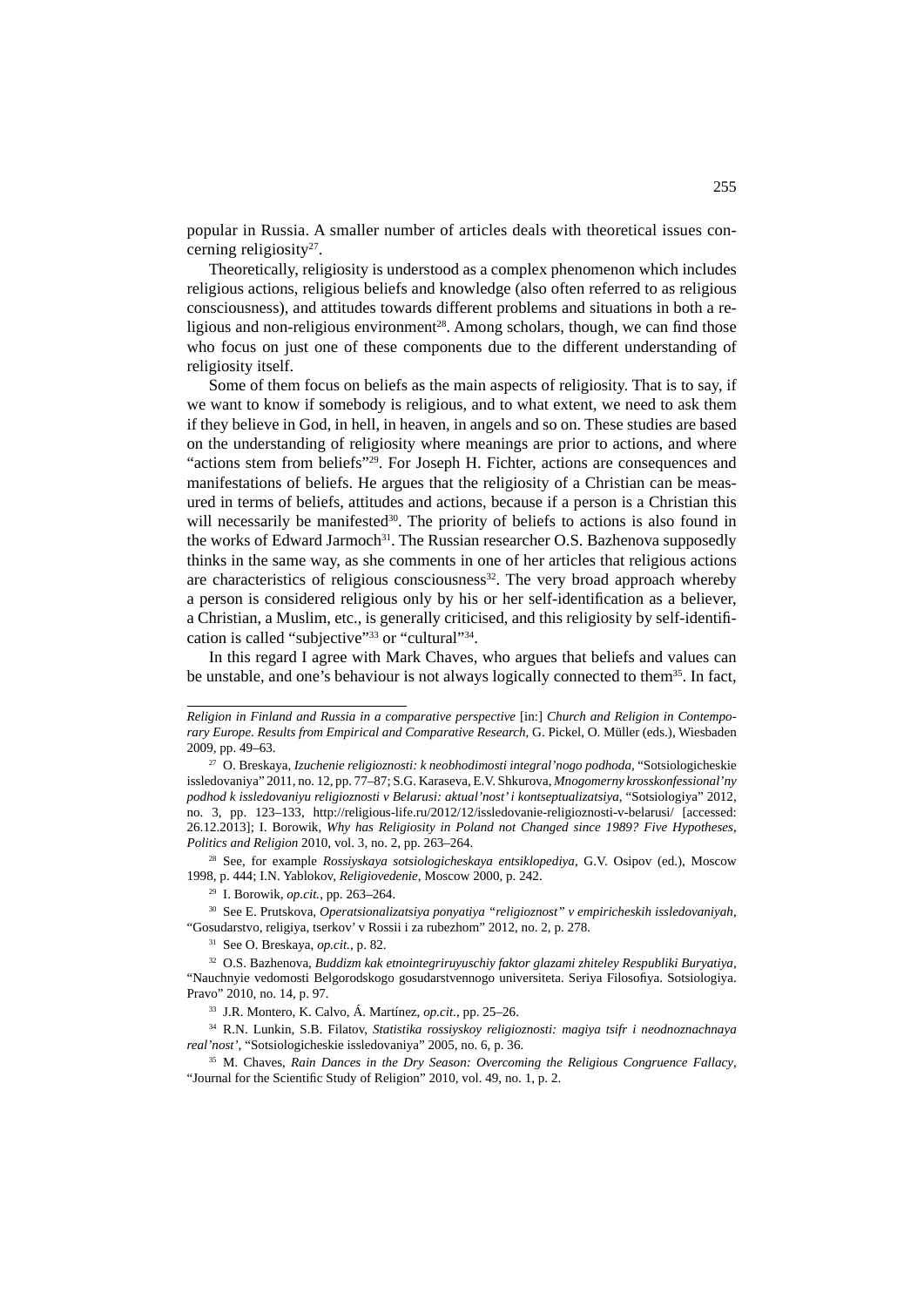popular in Russia. A smaller number of articles deals with theoretical issues concerning religiosity[27].

Theoretically, religiosity is understood as a complex phenomenon which includes religious actions, religious beliefs and knowledge (also often referred to as religious consciousness), and attitudes towards different problems and situations in both a religious and non-religious environment[28]. Among scholars, though, we can find those who focus on just one of these components due to the different understanding of religiosity itself.

Some of them focus on beliefs as the main aspects of religiosity. That is to say, if we want to know if somebody is religious, and to what extent, we need to ask them if they believe in God, in hell, in heaven, in angels and so on. These studies are based on the understanding of religiosity where meanings are prior to actions, and where "actions stem from beliefs"[29]. For Joseph H. Fichter, actions are consequences and manifestations of beliefs. He argues that the religiosity of a Christian can be measured in terms of beliefs, attitudes and actions, because if a person is a Christian this will necessarily be manifested[30]. The priority of beliefs to actions is also found in the works of Edward Jarmoch[31]. The Russian researcher O.S. Bazhenova supposedly thinks in the same way, as she comments in one of her articles that religious actions are characteristics of religious consciousness[32]. The very broad approach whereby a person is considered religious only by his or her self-identification as a believer, a Christian, a Muslim, etc., is generally criticised, and this religiosity by self-identification is called "subjective"[33] or "cultural"[34].

In this regard I agree with Mark Chaves, who argues that beliefs and values can be unstable, and one's behaviour is not always logically connected to them[35]. In fact,

---

*Religion in Finland and Russia in a comparative perspective* [in:] *Church and Religion in Contemporary Europe. Results from Empirical and Comparative Research*, G. Pickel, O. Müller (eds.), Wiesbaden 2009, pp. 49–63.

[27] O. Breskaya, *Izuchenie religioznosti: k neobhodimosti integral'nogo podhoda*, "Sotsiologicheskie issledovaniya" 2011, no. 12, pp. 77–87; S.G. Karaseva, E.V. Shkurova, *Mnogomerny krosskonfessional'ny podhod k issledovaniyu religioznosti v Belarusi: aktual'nost' i kontseptualizatsiya*, "Sotsiologiya" 2012, no. 3, pp. 123–133, http://religious-life.ru/2012/12/issledovanie-religioznosti-v-belarusi/ [accessed: 26.12.2013]; I. Borowik, *Why has Religiosity in Poland not Changed since 1989? Five Hypotheses*, *Politics and Religion* 2010, vol. 3, no. 2, pp. 263–264.

[28] See, for example *Rossiyskaya sotsiologicheskaya entsiklopediya*, G.V. Osipov (ed.), Moscow 1998, p. 444; I.N. Yablokov, *Religiovedenie*, Moscow 2000, p. 242.

[29] I. Borowik, *op.cit.*, pp. 263–264.

[30] See E. Prutskova, *Operatsionalizatsiya ponyatiya "religioznost" v empiricheskih issledovaniyah*, "Gosudarstvo, religiya, tserkov' v Rossii i za rubezhom" 2012, no. 2, p. 278.

[31] See O. Breskaya, *op.cit.*, p. 82.

[32] O.S. Bazhenova, *Buddizm kak etnointegriruyuschiy faktor glazami zhiteley Respubliki Buryatiya*, "Nauchnyie vedomosti Belgorodskogo gosudarstvennogo universiteta. Seriya Filosofiya. Sotsiologiya. Pravo" 2010, no. 14, p. 97.

[33] J.R. Montero, K. Calvo, Á. Martínez, *op.cit.*, pp. 25–26.

[34] R.N. Lunkin, S.B. Filatov, *Statistika rossiyskoy religioznosti: magiya tsifr i neodnoznachnaya real'nost'*, "Sotsiologicheskie issledovaniya" 2005, no. 6, p. 36.

[35] M. Chaves, *Rain Dances in the Dry Season: Overcoming the Religious Congruence Fallacy*, "Journal for the Scientific Study of Religion" 2010, vol. 49, no. 1, p. 2.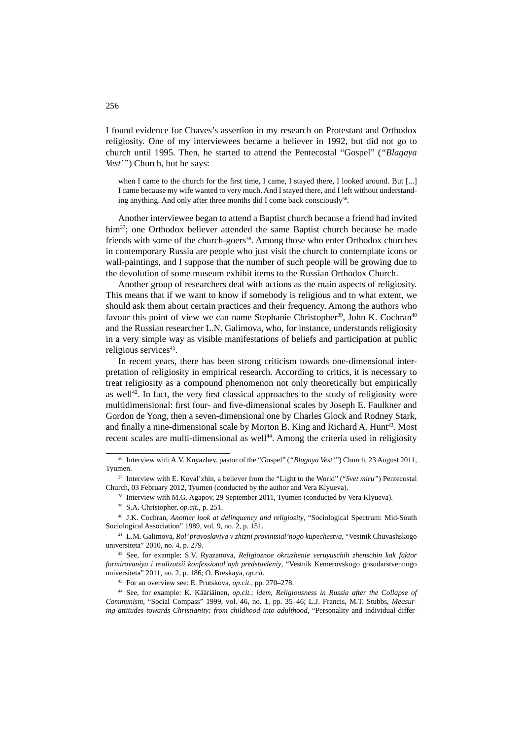I found evidence for Chaves's assertion in my research on Protestant and Orthodox religiosity. One of my interviewees became a believer in 1992, but did not go to church until 1995. Then, he started to attend the Pentecostal "Gospel" (*"Blagaya Vest'"*) Church, but he says:

> when I came to the church for the first time, I came, I stayed there, I looked around. But [...] I came because my wife wanted to very much. And I stayed there, and I left without understanding anything. And only after three months did I come back consciously[36].

Another interviewee began to attend a Baptist church because a friend had invited him[37]; one Orthodox believer attended the same Baptist church because he made friends with some of the church-goers[38]. Among those who enter Orthodox churches in contemporary Russia are people who just visit the church to contemplate icons or wall-paintings, and I suppose that the number of such people will be growing due to the devolution of some museum exhibit items to the Russian Orthodox Church.

Another group of researchers deal with actions as the main aspects of religiosity. This means that if we want to know if somebody is religious and to what extent, we should ask them about certain practices and their frequency. Among the authors who favour this point of view we can name Stephanie Christopher[39], John K. Cochran[40] and the Russian researcher L.N. Galimova, who, for instance, understands religiosity in a very simple way as visible manifestations of beliefs and participation at public religious services[41].

In recent years, there has been strong criticism towards one-dimensional interpretation of religiosity in empirical research. According to critics, it is necessary to treat religiosity as a compound phenomenon not only theoretically but empirically as well[42]. In fact, the very first classical approaches to the study of religiosity were multidimensional: first four- and five-dimensional scales by Joseph E. Faulkner and Gordon de Yong, then a seven-dimensional one by Charles Glock and Rodney Stark, and finally a nine-dimensional scale by Morton B. King and Richard A. Hunt[43]. Most recent scales are multi-dimensional as well[44]. Among the criteria used in religiosity

---

[36] Interview with A.V. Knyazhev, pastor of the "Gospel" (*"Blagaya Vest'"*) Church, 23 August 2011, Tyumen.

[37] Interview with E. Koval'zhin, a believer from the "Light to the World" (*"Svet miru"*) Pentecostal Church, 03 February 2012, Tyumen (conducted by the author and Vera Klyueva).

[38] Interview with M.G. Agapov, 29 September 2011, Tyumen (conducted by Vera Klyueva).

[39] S.A. Christopher, *op.cit.*, p. 251.

[40] J.K. Cochran, *Another look at delinquency and religiosity*, "Sociological Spectrum: Mid-South Sociological Association" 1989, vol. 9, no. 2, p. 151.

[41] L.M. Galimova, *Rol' pravoslaviya v zhizni provintsial'nogo kupechestva*, "Vestnik Chuvashskogo universiteta" 2010, no. 4, p. 279.

[42] See, for example: S.V. Ryazanova, *Religioznoe okruzhenie veruyuschih zhenschin kak faktor formirovaniya i realizatsii konfessional'nyh predstavleniy*, "Vestnik Kemerovskogo gosudarstvennogo universiteta" 2011, no. 2, p. 186; O. Breskaya, *op.cit.*

[43] For an overview see: E. Prutskova, *op.cit.*, pp. 270–278.

[44] See, for example: K. Kääriäinen, *op.cit.*; *idem*, *Religiousness in Russia after the Collapse of Communism*, "Social Compass" 1999, vol. 46, no. 1, pp. 35–46; L.J. Francis, M.T. Stubbs, *Measuring attitudes towards Christianity: from childhood into adulthood*, "Personality and individual differ-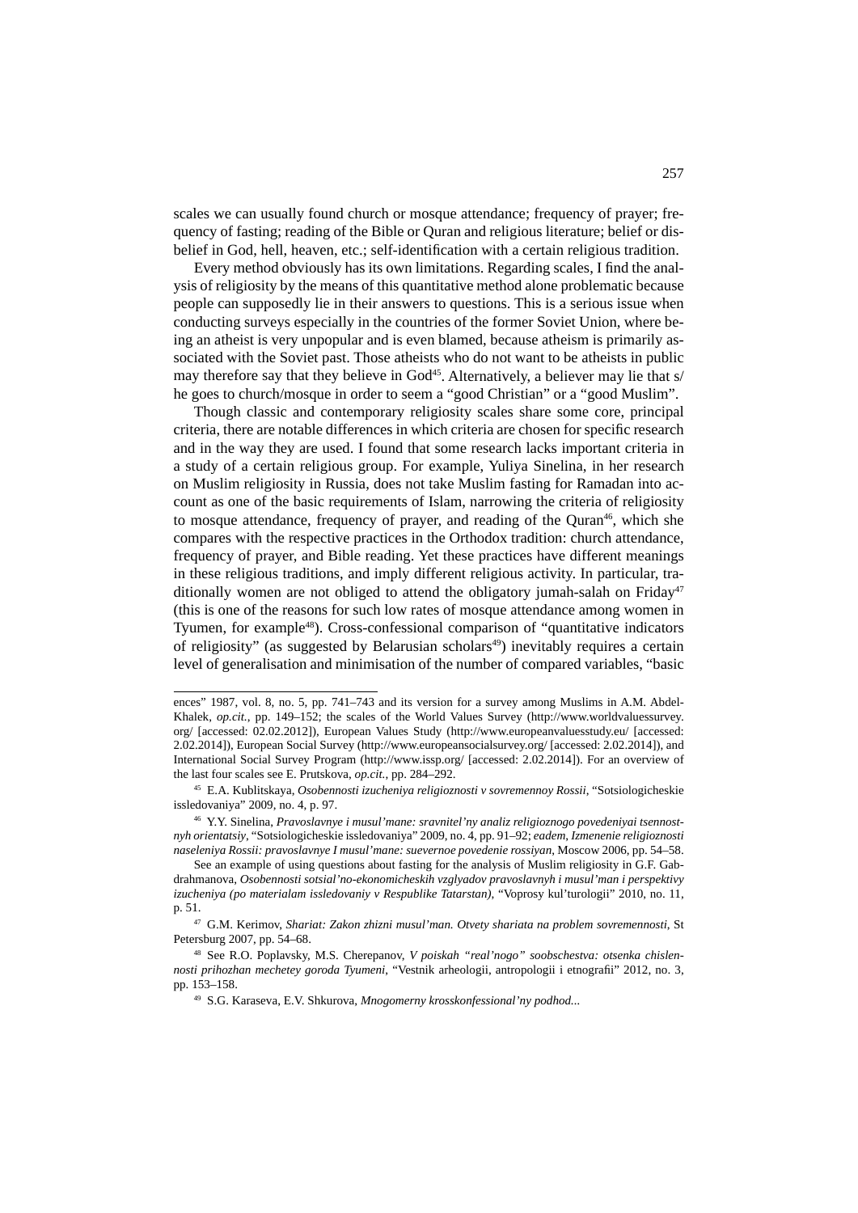scales we can usually found church or mosque attendance; frequency of prayer; frequency of fasting; reading of the Bible or Quran and religious literature; belief or disbelief in God, hell, heaven, etc.; self-identification with a certain religious tradition.

Every method obviously has its own limitations. Regarding scales, I find the analysis of religiosity by the means of this quantitative method alone problematic because people can supposedly lie in their answers to questions. This is a serious issue when conducting surveys especially in the countries of the former Soviet Union, where being an atheist is very unpopular and is even blamed, because atheism is primarily associated with the Soviet past. Those atheists who do not want to be atheists in public may therefore say that they believe in God[45]. Alternatively, a believer may lie that s/he goes to church/mosque in order to seem a "good Christian" or a "good Muslim".

Though classic and contemporary religiosity scales share some core, principal criteria, there are notable differences in which criteria are chosen for specific research and in the way they are used. I found that some research lacks important criteria in a study of a certain religious group. For example, Yuliya Sinelina, in her research on Muslim religiosity in Russia, does not take Muslim fasting for Ramadan into account as one of the basic requirements of Islam, narrowing the criteria of religiosity to mosque attendance, frequency of prayer, and reading of the Quran[46], which she compares with the respective practices in the Orthodox tradition: church attendance, frequency of prayer, and Bible reading. Yet these practices have different meanings in these religious traditions, and imply different religious activity. In particular, traditionally women are not obliged to attend the obligatory jumah-salah on Friday[47] (this is one of the reasons for such low rates of mosque attendance among women in Tyumen, for example[48]). Cross-confessional comparison of "quantitative indicators of religiosity" (as suggested by Belarusian scholars[49]) inevitably requires a certain level of generalisation and minimisation of the number of compared variables, "basic

---

ences" 1987, vol. 8, no. 5, pp. 741–743 and its version for a survey among Muslims in A.M. Abdel-Khalek, *op.cit.*, pp. 149–152; the scales of the World Values Survey (http://www.worldvaluessurvey.org/ [accessed: 02.02.2012]), European Values Study (http://www.europeanvaluesstudy.eu/ [accessed: 2.02.2014]), European Social Survey (http://www.europeansocialsurvey.org/ [accessed: 2.02.2014]), and International Social Survey Program (http://www.issp.org/ [accessed: 2.02.2014]). For an overview of the last four scales see E. Prutskova, *op.cit.*, pp. 284–292.

[45] E.A. Kublitskaya, *Osobennosti izucheniya religioznosti v sovremennoy Rossii*, "Sotsiologicheskie issledovaniya" 2009, no. 4, p. 97.

[46] Y.Y. Sinelina, *Pravoslavnye i musul'mane: sravnitel'ny analiz religioznogo povedeniyai tsennostnyh orientatsiy*, "Sotsiologicheskie issledovaniya" 2009, no. 4, pp. 91–92; *eadem*, *Izmenenie religioznosti naseleniya Rossii: pravoslavnye I musul'mane: suevernoe povedenie rossiyan*, Moscow 2006, pp. 54–58.

See an example of using questions about fasting for the analysis of Muslim religiosity in G.F. Gabdrahmanova, *Osobennosti sotsial'no-ekonomicheskih vzglyadov pravoslavnyh i musul'man i perspektivy izucheniya (po materialam issledovaniy v Respublike Tatarstan)*, "Voprosy kul'turologii" 2010, no. 11, p. 51.

[47] G.M. Kerimov, *Shariat: Zakon zhizni musul'man. Otvety shariata na problem sovremennosti*, St Petersburg 2007, pp. 54–68.

[48] See R.O. Poplavsky, M.S. Cherepanov, *V poiskah "real'nogo" soobschestva: otsenka chislennosti prihozhan mechetey goroda Tyumeni*, "Vestnik arheologii, antropologii i etnografii" 2012, no. 3, pp. 153–158.

[49] S.G. Karaseva, E.V. Shkurova, *Mnogomerny krosskonfessional'ny podhod...*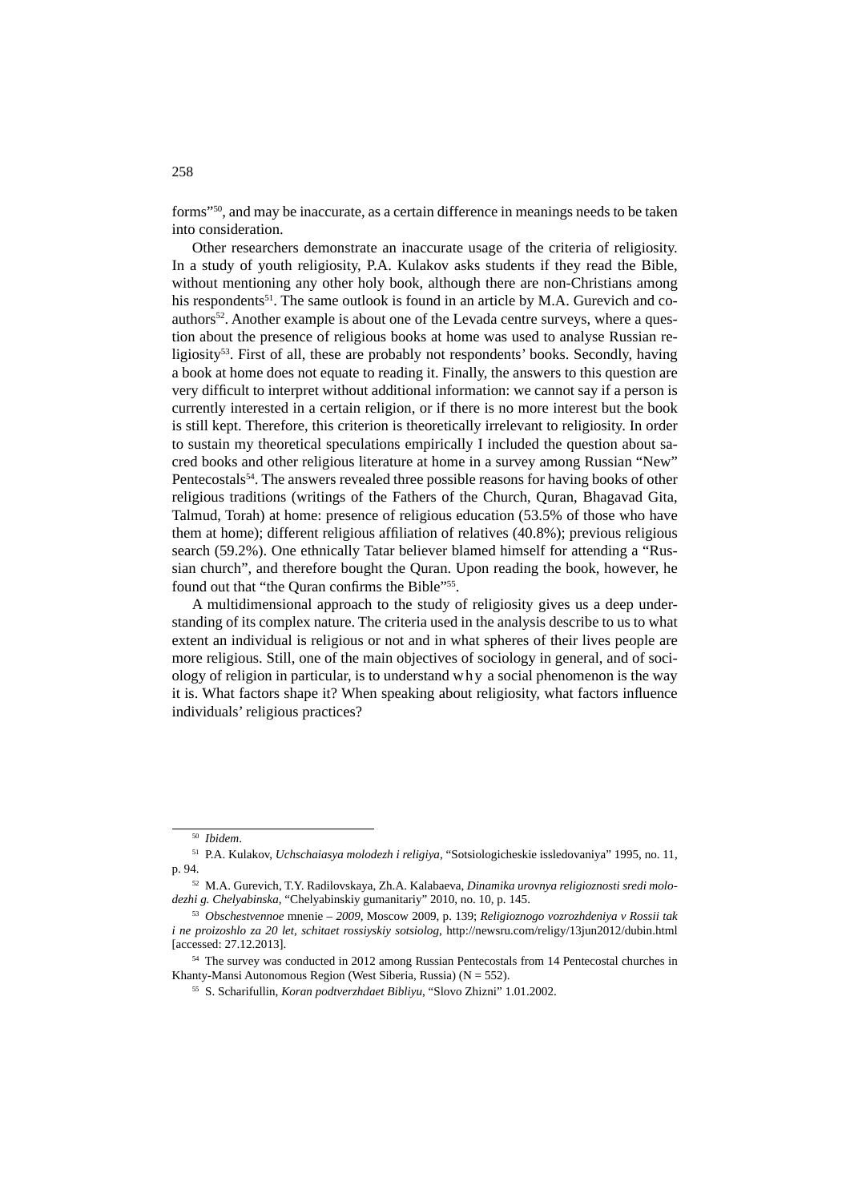forms"[50], and may be inaccurate, as a certain difference in meanings needs to be taken into consideration.

Other researchers demonstrate an inaccurate usage of the criteria of religiosity. In a study of youth religiosity, P.A. Kulakov asks students if they read the Bible, without mentioning any other holy book, although there are non-Christians among his respondents[51]. The same outlook is found in an article by M.A. Gurevich and co-authors[52]. Another example is about one of the Levada centre surveys, where a question about the presence of religious books at home was used to analyse Russian religiosity[53]. First of all, these are probably not respondents' books. Secondly, having a book at home does not equate to reading it. Finally, the answers to this question are very difficult to interpret without additional information: we cannot say if a person is currently interested in a certain religion, or if there is no more interest but the book is still kept. Therefore, this criterion is theoretically irrelevant to religiosity. In order to sustain my theoretical speculations empirically I included the question about sacred books and other religious literature at home in a survey among Russian "New" Pentecostals[54]. The answers revealed three possible reasons for having books of other religious traditions (writings of the Fathers of the Church, Quran, Bhagavad Gita, Talmud, Torah) at home: presence of religious education (53.5% of those who have them at home); different religious affiliation of relatives (40.8%); previous religious search (59.2%). One ethnically Tatar believer blamed himself for attending a "Russian church", and therefore bought the Quran. Upon reading the book, however, he found out that "the Quran confirms the Bible"[55].

A multidimensional approach to the study of religiosity gives us a deep understanding of its complex nature. The criteria used in the analysis describe to us to what extent an individual is religious or not and in what spheres of their lives people are more religious. Still, one of the main objectives of sociology in general, and of sociology of religion in particular, is to understand why a social phenomenon is the way it is. What factors shape it? When speaking about religiosity, what factors influence individuals' religious practices?

---

[50] *Ibidem*.

[51] P.A. Kulakov, *Uchschaiasya molodezh i religiya*, "Sotsiologicheskie issledovaniya" 1995, no. 11, p. 94.

[52] M.A. Gurevich, T.Y. Radilovskaya, Zh.A. Kalabaeva, *Dinamika urovnya religioznosti sredi molodezhi g. Chelyabinska*, "Chelyabinskiy gumanitariy" 2010, no. 10, p. 145.

[53] *Obschestvennoe* mnenie – *2009*, Moscow 2009, p. 139; *Religioznogo vozrozhdeniya v Rossii tak i ne proizoshlo za 20 let, schitaet rossiyskiy sotsiolog*, http://newsru.com/religy/13jun2012/dubin.html [accessed: 27.12.2013].

[54] The survey was conducted in 2012 among Russian Pentecostals from 14 Pentecostal churches in Khanty-Mansi Autonomous Region (West Siberia, Russia) (N = 552).

[55] S. Scharifullin, *Koran podtverzhdaet Bibliyu*, "Slovo Zhizni" 1.01.2002.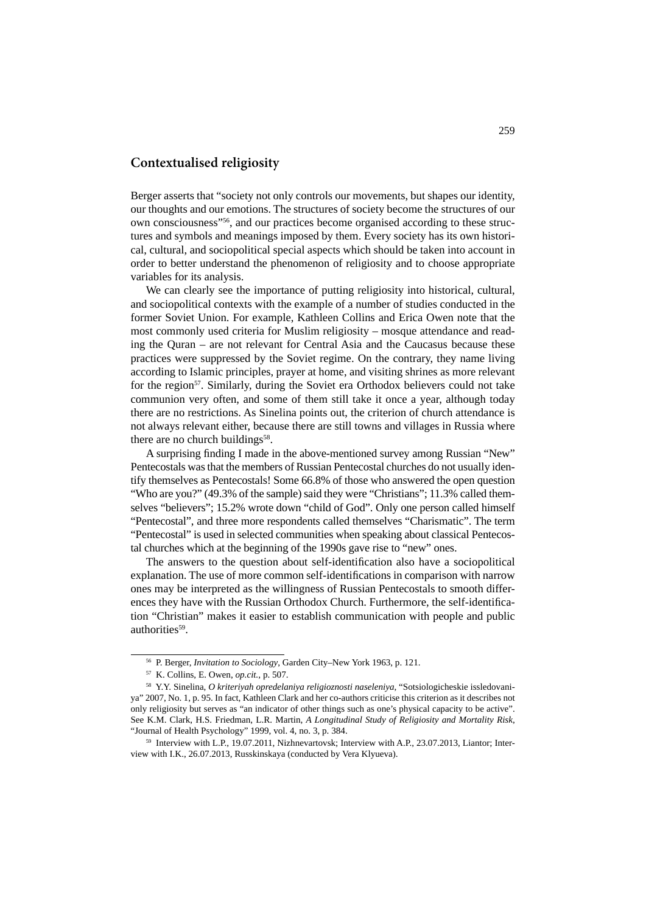## Contextualised religiosity

Berger asserts that "society not only controls our movements, but shapes our identity, our thoughts and our emotions. The structures of society become the structures of our own consciousness"[56], and our practices become organised according to these structures and symbols and meanings imposed by them. Every society has its own historical, cultural, and sociopolitical special aspects which should be taken into account in order to better understand the phenomenon of religiosity and to choose appropriate variables for its analysis.

We can clearly see the importance of putting religiosity into historical, cultural, and sociopolitical contexts with the example of a number of studies conducted in the former Soviet Union. For example, Kathleen Collins and Erica Owen note that the most commonly used criteria for Muslim religiosity – mosque attendance and reading the Quran – are not relevant for Central Asia and the Caucasus because these practices were suppressed by the Soviet regime. On the contrary, they name living according to Islamic principles, prayer at home, and visiting shrines as more relevant for the region[57]. Similarly, during the Soviet era Orthodox believers could not take communion very often, and some of them still take it once a year, although today there are no restrictions. As Sinelina points out, the criterion of church attendance is not always relevant either, because there are still towns and villages in Russia where there are no church buildings[58].

A surprising finding I made in the above-mentioned survey among Russian "New" Pentecostals was that the members of Russian Pentecostal churches do not usually identify themselves as Pentecostals! Some 66.8% of those who answered the open question "Who are you?" (49.3% of the sample) said they were "Christians"; 11.3% called themselves "believers"; 15.2% wrote down "child of God". Only one person called himself "Pentecostal", and three more respondents called themselves "Charismatic". The term "Pentecostal" is used in selected communities when speaking about classical Pentecostal churches which at the beginning of the 1990s gave rise to "new" ones.

The answers to the question about self-identification also have a sociopolitical explanation. The use of more common self-identifications in comparison with narrow ones may be interpreted as the willingness of Russian Pentecostals to smooth differences they have with the Russian Orthodox Church. Furthermore, the self-identification "Christian" makes it easier to establish communication with people and public authorities[59].

---

[56] P. Berger, *Invitation to Sociology*, Garden City–New York 1963, p. 121.

[57] K. Collins, E. Owen, *op.cit.*, p. 507.

[58] Y.Y. Sinelina, *O kriteriyah opredelaniya religioznosti naseleniya*, "Sotsiologicheskie issledovaniya" 2007, No. 1, p. 95. In fact, Kathleen Clark and her co-authors criticise this criterion as it describes not only religiosity but serves as "an indicator of other things such as one's physical capacity to be active". See K.M. Clark, H.S. Friedman, L.R. Martin, *A Longitudinal Study of Religiosity and Mortality Risk*, "Journal of Health Psychology" 1999, vol. 4, no. 3, p. 384.

[59] Interview with L.P., 19.07.2011, Nizhnevartovsk; Interview with A.P., 23.07.2013, Liantor; Interview with I.K., 26.07.2013, Russkinskaya (conducted by Vera Klyueva).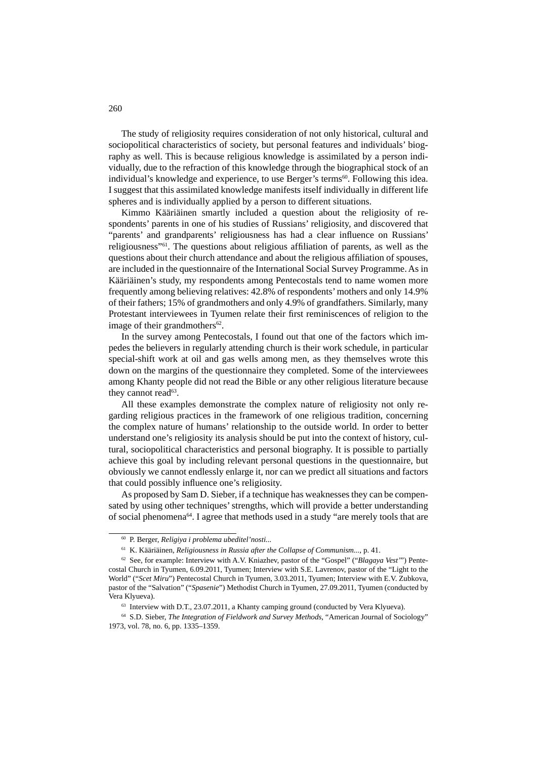The study of religiosity requires consideration of not only historical, cultural and sociopolitical characteristics of society, but personal features and individuals' biography as well. This is because religious knowledge is assimilated by a person individually, due to the refraction of this knowledge through the biographical stock of an individual's knowledge and experience, to use Berger's terms[60]. Following this idea. I suggest that this assimilated knowledge manifests itself individually in different life spheres and is individually applied by a person to different situations.

Kimmo Kääriäinen smartly included a question about the religiosity of respondents' parents in one of his studies of Russians' religiosity, and discovered that "parents' and grandparents' religiousness has had a clear influence on Russians' religiousness"[61]. The questions about religious affiliation of parents, as well as the questions about their church attendance and about the religious affiliation of spouses, are included in the questionnaire of the International Social Survey Programme. As in Kääriäinen's study, my respondents among Pentecostals tend to name women more frequently among believing relatives: 42.8% of respondents' mothers and only 14.9% of their fathers; 15% of grandmothers and only 4.9% of grandfathers. Similarly, many Protestant interviewees in Tyumen relate their first reminiscences of religion to the image of their grandmothers[62].

In the survey among Pentecostals, I found out that one of the factors which impedes the believers in regularly attending church is their work schedule, in particular special-shift work at oil and gas wells among men, as they themselves wrote this down on the margins of the questionnaire they completed. Some of the interviewees among Khanty people did not read the Bible or any other religious literature because they cannot read[63].

All these examples demonstrate the complex nature of religiosity not only regarding religious practices in the framework of one religious tradition, concerning the complex nature of humans' relationship to the outside world. In order to better understand one's religiosity its analysis should be put into the context of history, cultural, sociopolitical characteristics and personal biography. It is possible to partially achieve this goal by including relevant personal questions in the questionnaire, but obviously we cannot endlessly enlarge it, nor can we predict all situations and factors that could possibly influence one's religiosity.

As proposed by Sam D. Sieber, if a technique has weaknesses they can be compensated by using other techniques' strengths, which will provide a better understanding of social phenomena[64]. I agree that methods used in a study "are merely tools that are

---

[60] P. Berger, *Religiya i problema ubeditel'nosti...*

[61] K. Kääriäinen, *Religiousness in Russia after the Collapse of Communism...*, p. 41.

[62] See, for example: Interview with A.V. Kniazhev, pastor of the "Gospel" ("*Blagaya Vest'*") Pentecostal Church in Tyumen, 6.09.2011, Tyumen; Interview with S.E. Lavrenov, pastor of the "Light to the World" ("*Scet Miru*") Pentecostal Church in Tyumen, 3.03.2011, Tyumen; Interview with E.V. Zubkova, pastor of the "Salvation" ("*Spasenie*") Methodist Church in Tyumen, 27.09.2011, Tyumen (conducted by Vera Klyueva).

[63] Interview with D.T., 23.07.2011, a Khanty camping ground (conducted by Vera Klyueva).

[64] S.D. Sieber, *The Integration of Fieldwork and Survey Methods*, "American Journal of Sociology" 1973, vol. 78, no. 6, pp. 1335–1359.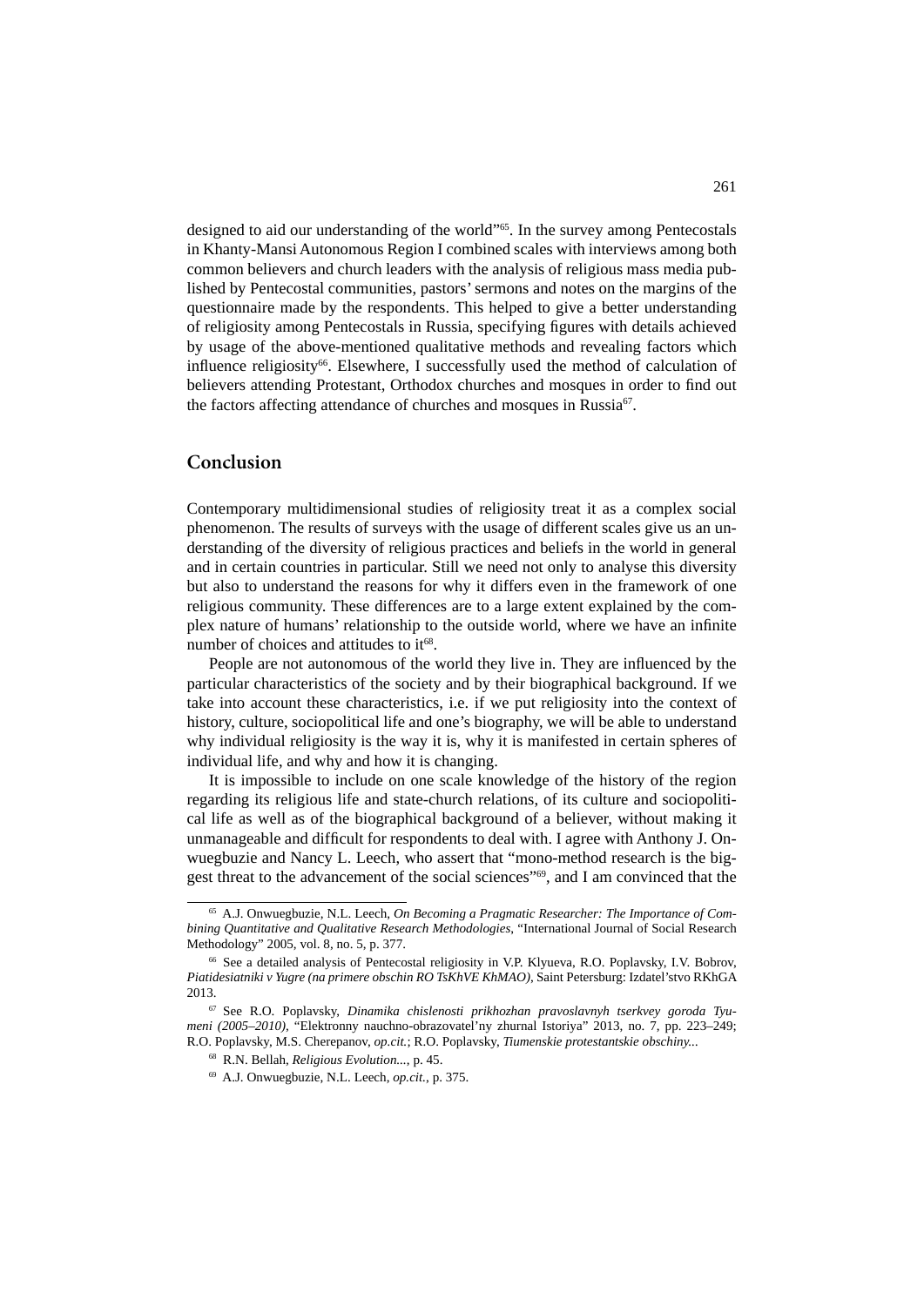designed to aid our understanding of the world"[65]. In the survey among Pentecostals in Khanty-Mansi Autonomous Region I combined scales with interviews among both common believers and church leaders with the analysis of religious mass media published by Pentecostal communities, pastors' sermons and notes on the margins of the questionnaire made by the respondents. This helped to give a better understanding of religiosity among Pentecostals in Russia, specifying figures with details achieved by usage of the above-mentioned qualitative methods and revealing factors which influence religiosity[66]. Elsewhere, I successfully used the method of calculation of believers attending Protestant, Orthodox churches and mosques in order to find out the factors affecting attendance of churches and mosques in Russia[67].

## Conclusion

Contemporary multidimensional studies of religiosity treat it as a complex social phenomenon. The results of surveys with the usage of different scales give us an understanding of the diversity of religious practices and beliefs in the world in general and in certain countries in particular. Still we need not only to analyse this diversity but also to understand the reasons for why it differs even in the framework of one religious community. These differences are to a large extent explained by the complex nature of humans' relationship to the outside world, where we have an infinite number of choices and attitudes to it[68].

People are not autonomous of the world they live in. They are influenced by the particular characteristics of the society and by their biographical background. If we take into account these characteristics, i.e. if we put religiosity into the context of history, culture, sociopolitical life and one's biography, we will be able to understand why individual religiosity is the way it is, why it is manifested in certain spheres of individual life, and why and how it is changing.

It is impossible to include on one scale knowledge of the history of the region regarding its religious life and state-church relations, of its culture and sociopolitical life as well as of the biographical background of a believer, without making it unmanageable and difficult for respondents to deal with. I agree with Anthony J. Onwuegbuzie and Nancy L. Leech, who assert that "mono-method research is the biggest threat to the advancement of the social sciences"[69], and I am convinced that the

---

[65] A.J. Onwuegbuzie, N.L. Leech, *On Becoming a Pragmatic Researcher: The Importance of Combining Quantitative and Qualitative Research Methodologies*, "International Journal of Social Research Methodology" 2005, vol. 8, no. 5, p. 377.

[66] See a detailed analysis of Pentecostal religiosity in V.P. Klyueva, R.O. Poplavsky, I.V. Bobrov, *Piatidesiatniki v Yugre (na primere obschin RO TsKhVE KhMAO)*, Saint Petersburg: Izdatel'stvo RKhGA 2013.

[67] See R.O. Poplavsky, *Dinamika chislenosti prikhozhan pravoslavnyh tserkvey goroda Tyumeni (2005–2010)*, "Elektronny nauchno-obrazovatel'ny zhurnal Istoriya" 2013, no. 7, pp. 223–249; R.O. Poplavsky, M.S. Cherepanov, *op.cit.*; R.O. Poplavsky, *Tiumenskie protestantskie obschiny...*

[68] R.N. Bellah, *Religious Evolution...*, p. 45.

[69] A.J. Onwuegbuzie, N.L. Leech, *op.cit.*, p. 375.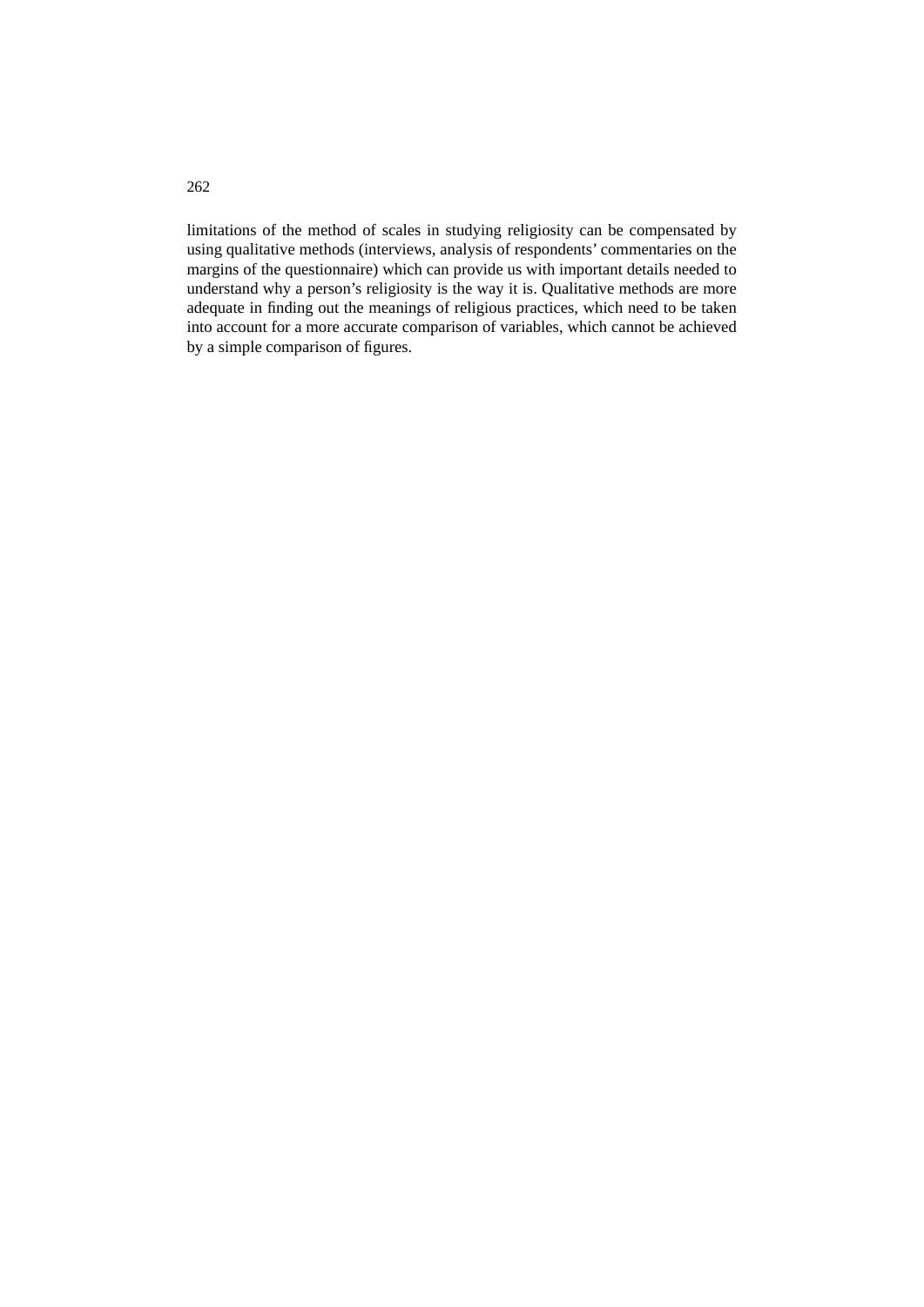limitations of the method of scales in studying religiosity can be compensated by using qualitative methods (interviews, analysis of respondents' commentaries on the margins of the questionnaire) which can provide us with important details needed to understand why a person's religiosity is the way it is. Qualitative methods are more adequate in finding out the meanings of religious practices, which need to be taken into account for a more accurate comparison of variables, which cannot be achieved by a simple comparison of figures.